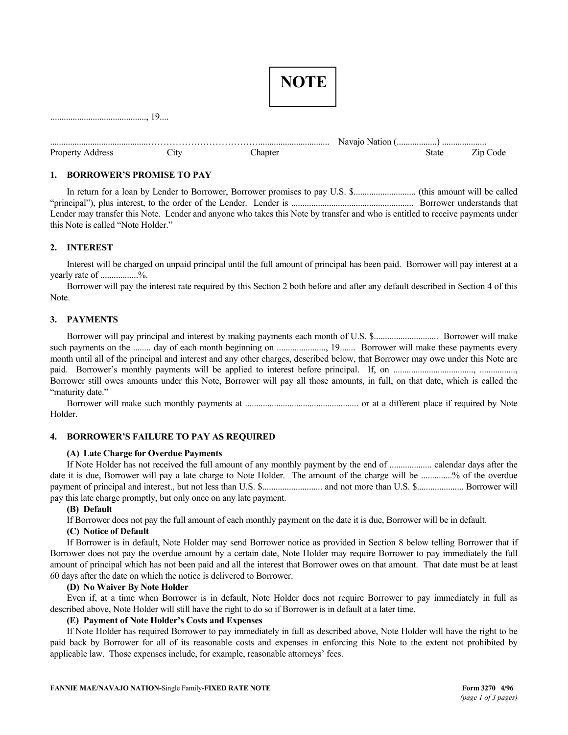# NOTE

..........................................., 19....

..........................................……………………………................................ Navajo Nation (..................) ....................

Property Address City Chapter State Zip Code

### 1. BORROWER'S PROMISE TO PAY

In return for a loan by Lender to Borrower, Borrower promises to pay U.S. $........................... (this amount will be called "principal"), plus interest, to the order of the Lender. Lender is ...................................................... Borrower understands that Lender may transfer this Note. Lender and anyone who takes this Note by transfer and who is entitled to receive payments under this Note is called "Note Holder."

### 2. INTEREST

Interest will be charged on unpaid principal until the full amount of principal has been paid. Borrower will pay interest at a yearly rate of ................%.

Borrower will pay the interest rate required by this Section 2 both before and after any default described in Section 4 of this Note.

### 3. PAYMENTS

Borrower will pay principal and interest by making payments each month of U.S. $............................ Borrower will make such payments on the ........ day of each month beginning on ......................, 19....... Borrower will make these payments every month until all of the principal and interest and any other charges, described below, that Borrower may owe under this Note are paid. Borrower's monthly payments will be applied to interest before principal. If, on ...................................., ................, Borrower still owes amounts under this Note, Borrower will pay all those amounts, in full, on that date, which is called the "maturity date."

Borrower will make such monthly payments at .................................................. or at a different place if required by Note Holder.

### 4. BORROWER'S FAILURE TO PAY AS REQUIRED

**(A) Late Charge for Overdue Payments**

If Note Holder has not received the full amount of any monthly payment by the end of ................... calendar days after the date it is due, Borrower will pay a late charge to Note Holder. The amount of the charge will be .............% of the overdue payment of principal and interest., but not less than U.S. $.......................... and not more than U.S. $.................... Borrower will pay this late charge promptly, but only once on any late payment.

**(B) Default**

If Borrower does not pay the full amount of each monthly payment on the date it is due, Borrower will be in default.

**(C) Notice of Default**

If Borrower is in default, Note Holder may send Borrower notice as provided in Section 8 below telling Borrower that if Borrower does not pay the overdue amount by a certain date, Note Holder may require Borrower to pay immediately the full amount of principal which has not been paid and all the interest that Borrower owes on that amount. That date must be at least 60 days after the date on which the notice is delivered to Borrower.

**(D) No Waiver By Note Holder**

Even if, at a time when Borrower is in default, Note Holder does not require Borrower to pay immediately in full as described above, Note Holder will still have the right to do so if Borrower is in default at a later time.

**(E) Payment of Note Holder's Costs and Expenses**

If Note Holder has required Borrower to pay immediately in full as described above, Note Holder will have the right to be paid back by Borrower for all of its reasonable costs and expenses in enforcing this Note to the extent not prohibited by applicable law. Those expenses include, for example, reasonable attorneys' fees.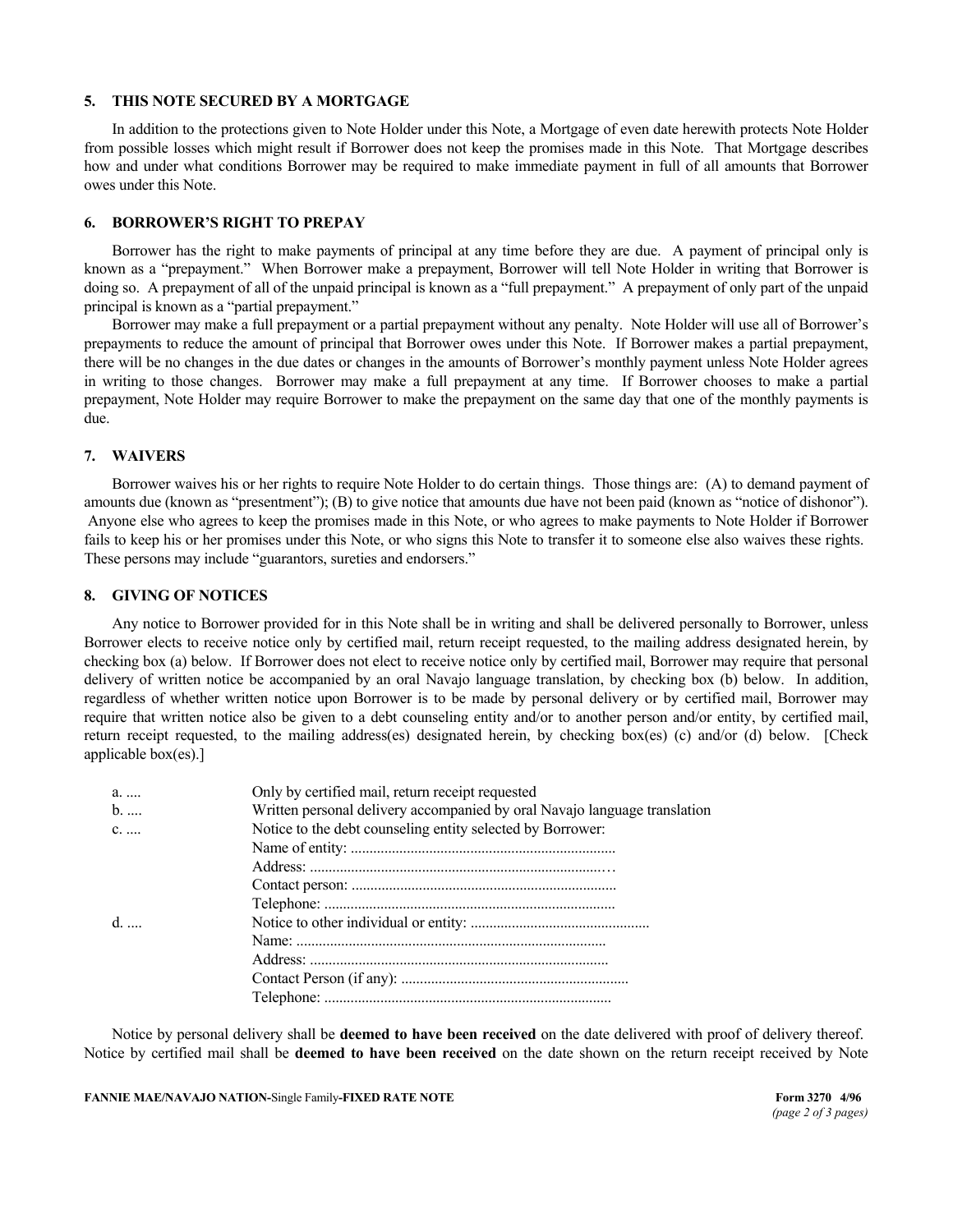## 5. THIS NOTE SECURED BY A MORTGAGE

In addition to the protections given to Note Holder under this Note, a Mortgage of even date herewith protects Note Holder from possible losses which might result if Borrower does not keep the promises made in this Note. That Mortgage describes how and under what conditions Borrower may be required to make immediate payment in full of all amounts that Borrower owes under this Note.

## 6. BORROWER'S RIGHT TO PREPAY

Borrower has the right to make payments of principal at any time before they are due. A payment of principal only is known as a "prepayment." When Borrower make a prepayment, Borrower will tell Note Holder in writing that Borrower is doing so. A prepayment of all of the unpaid principal is known as a "full prepayment." A prepayment of only part of the unpaid principal is known as a "partial prepayment."

Borrower may make a full prepayment or a partial prepayment without any penalty. Note Holder will use all of Borrower's prepayments to reduce the amount of principal that Borrower owes under this Note. If Borrower makes a partial prepayment, there will be no changes in the due dates or changes in the amounts of Borrower's monthly payment unless Note Holder agrees in writing to those changes. Borrower may make a full prepayment at any time. If Borrower chooses to make a partial prepayment, Note Holder may require Borrower to make the prepayment on the same day that one of the monthly payments is due.

## 7. WAIVERS

Borrower waives his or her rights to require Note Holder to do certain things. Those things are: (A) to demand payment of amounts due (known as "presentment"); (B) to give notice that amounts due have not been paid (known as "notice of dishonor"). Anyone else who agrees to keep the promises made in this Note, or who agrees to make payments to Note Holder if Borrower fails to keep his or her promises under this Note, or who signs this Note to transfer it to someone else also waives these rights. These persons may include "guarantors, sureties and endorsers."

## 8. GIVING OF NOTICES

Any notice to Borrower provided for in this Note shall be in writing and shall be delivered personally to Borrower, unless Borrower elects to receive notice only by certified mail, return receipt requested, to the mailing address designated herein, by checking box (a) below. If Borrower does not elect to receive notice only by certified mail, Borrower may require that personal delivery of written notice be accompanied by an oral Navajo language translation, by checking box (b) below. In addition, regardless of whether written notice upon Borrower is to be made by personal delivery or by certified mail, Borrower may require that written notice also be given to a debt counseling entity and/or to another person and/or entity, by certified mail, return receipt requested, to the mailing address(es) designated herein, by checking box(es) (c) and/or (d) below. [Check applicable box(es).]

a. .... Only by certified mail, return receipt requested

b. .... Written personal delivery accompanied by oral Navajo language translation

c. .... Notice to the debt counseling entity selected by Borrower:
Name of entity: ......................................................................
Address: ...............................................................................
Contact person: ......................................................................
Telephone: .............................................................................

d. .... Notice to other individual or entity: ................................................
Name: ..................................................................................
Address: ...............................................................................
Contact Person (if any): ............................................................
Telephone: ............................................................................

Notice by personal delivery shall be **deemed to have been received** on the date delivered with proof of delivery thereof. Notice by certified mail shall be **deemed to have been received** on the date shown on the return receipt received by Note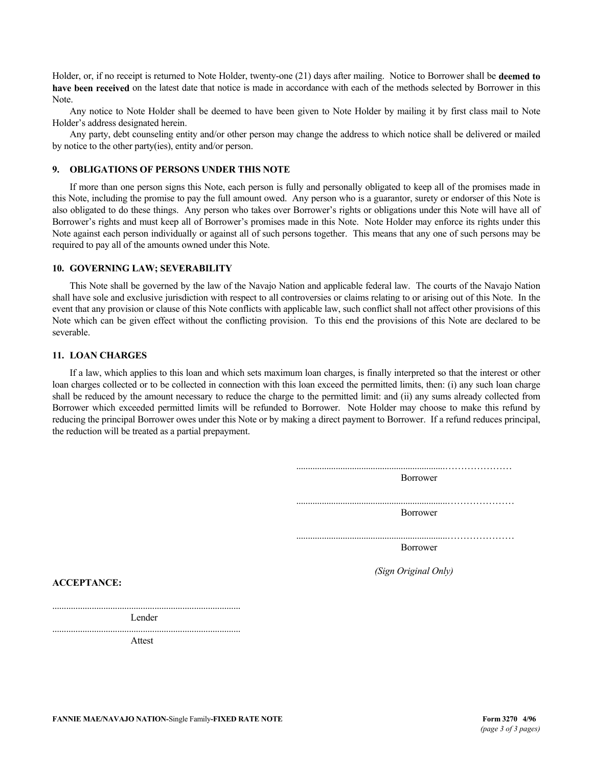Holder, or, if no receipt is returned to Note Holder, twenty-one (21) days after mailing. Notice to Borrower shall be **deemed to have been received** on the latest date that notice is made in accordance with each of the methods selected by Borrower in this Note.

Any notice to Note Holder shall be deemed to have been given to Note Holder by mailing it by first class mail to Note Holder's address designated herein.

Any party, debt counseling entity and/or other person may change the address to which notice shall be delivered or mailed by notice to the other party(ies), entity and/or person.

**9. OBLIGATIONS OF PERSONS UNDER THIS NOTE**

If more than one person signs this Note, each person is fully and personally obligated to keep all of the promises made in this Note, including the promise to pay the full amount owed. Any person who is a guarantor, surety or endorser of this Note is also obligated to do these things. Any person who takes over Borrower's rights or obligations under this Note will have all of Borrower's rights and must keep all of Borrower's promises made in this Note. Note Holder may enforce its rights under this Note against each person individually or against all of such persons together. This means that any one of such persons may be required to pay all of the amounts owned under this Note.

**10. GOVERNING LAW; SEVERABILITY**

This Note shall be governed by the law of the Navajo Nation and applicable federal law. The courts of the Navajo Nation shall have sole and exclusive jurisdiction with respect to all controversies or claims relating to or arising out of this Note. In the event that any provision or clause of this Note conflicts with applicable law, such conflict shall not affect other provisions of this Note which can be given effect without the conflicting provision. To this end the provisions of this Note are declared to be severable.

**11. LOAN CHARGES**

If a law, which applies to this loan and which sets maximum loan charges, is finally interpreted so that the interest or other loan charges collected or to be collected in connection with this loan exceed the permitted limits, then: (i) any such loan charge shall be reduced by the amount necessary to reduce the charge to the permitted limit: and (ii) any sums already collected from Borrower which exceeded permitted limits will be refunded to Borrower. Note Holder may choose to make this refund by reducing the principal Borrower owes under this Note or by making a direct payment to Borrower. If a refund reduces principal, the reduction will be treated as a partial prepayment.

..............................................................................
Borrower

..............................................................................
Borrower

..............................................................................
Borrower

*(Sign Original Only)*

**ACCEPTANCE:**

..............................................................................
Lender

..............................................................................
Attest

**FANNIE MAE/NAVAJO NATION-**Single Family**-FIXED RATE NOTE** **Form 3270 4/96**